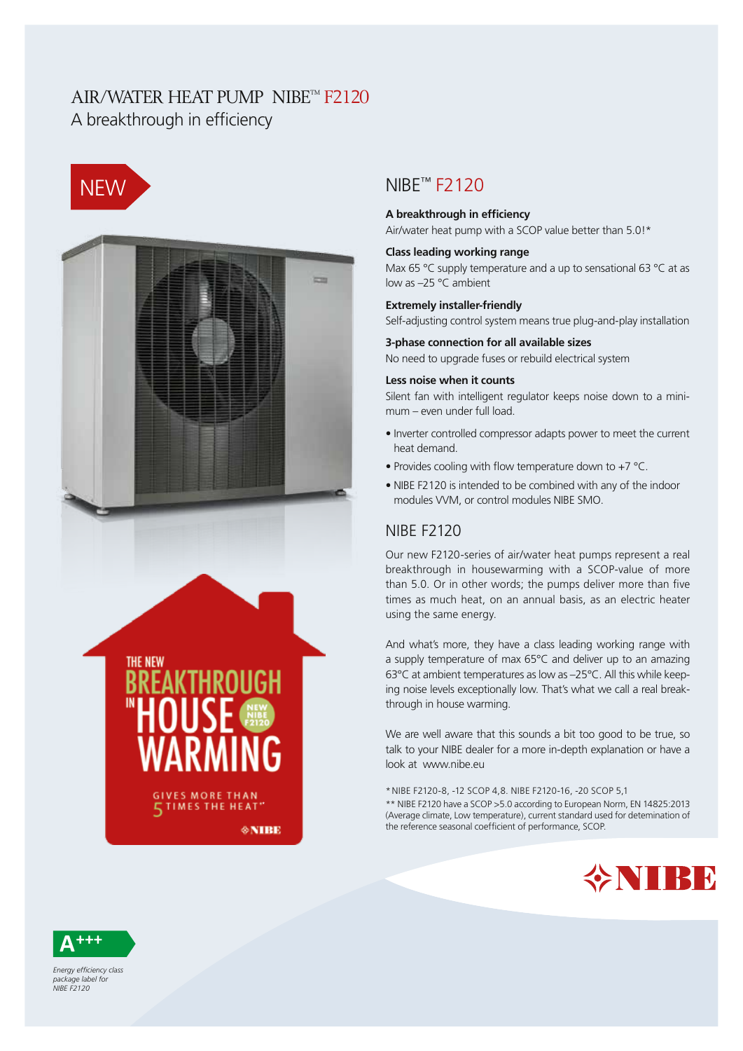# AIR/WATER HEAT PUMP NIBE™ F2120

A breakthrough in efficiency

NEW

THE NEW BREAKTHROUGH IN HOUSE WARMING

NEW NIBE F2120

GIVES MORE THAN 5 TIMES THE HEAT**

## NIBE™ F2120

**A breakthrough in efficiency**
Air/water heat pump with a SCOP value better than 5.0!*

**Class leading working range**
Max 65 °C supply temperature and a up to sensational 63 °C at as low as –25 °C ambient

**Extremely installer-friendly**
Self-adjusting control system means true plug-and-play installation

**3-phase connection for all available sizes**
No need to upgrade fuses or rebuild electrical system

**Less noise when it counts**
Silent fan with intelligent regulator keeps noise down to a minimum – even under full load.

- Inverter controlled compressor adapts power to meet the current heat demand.
- Provides cooling with flow temperature down to +7 °C.
- NIBE F2120 is intended to be combined with any of the indoor modules VVM, or control modules NIBE SMO.

## NIBE F2120

Our new F2120-series of air/water heat pumps represent a real breakthrough in housewarming with a SCOP-value of more than 5.0. Or in other words; the pumps deliver more than five times as much heat, on an annual basis, as an electric heater using the same energy.

And what's more, they have a class leading working range with a supply temperature of max 65°C and deliver up to an amazing 63°C at ambient temperatures as low as –25°C. All this while keeping noise levels exceptionally low. That's what we call a real breakthrough in house warming.

We are well aware that this sounds a bit too good to be true, so talk to your NIBE dealer for a more in-depth explanation or have a look at www.nibe.eu

* NIBE F2120-8, -12 SCOP 4,8. NIBE F2120-16, -20 SCOP 5,1
** NIBE F2120 have a SCOP >5.0 according to European Norm, EN 14825:2013 (Average climate, Low temperature), current standard used for detemination of the reference seasonal coefficient of performance, SCOP.

NIBE

A+++

*Energy efficiency class package label for NIBE F2120*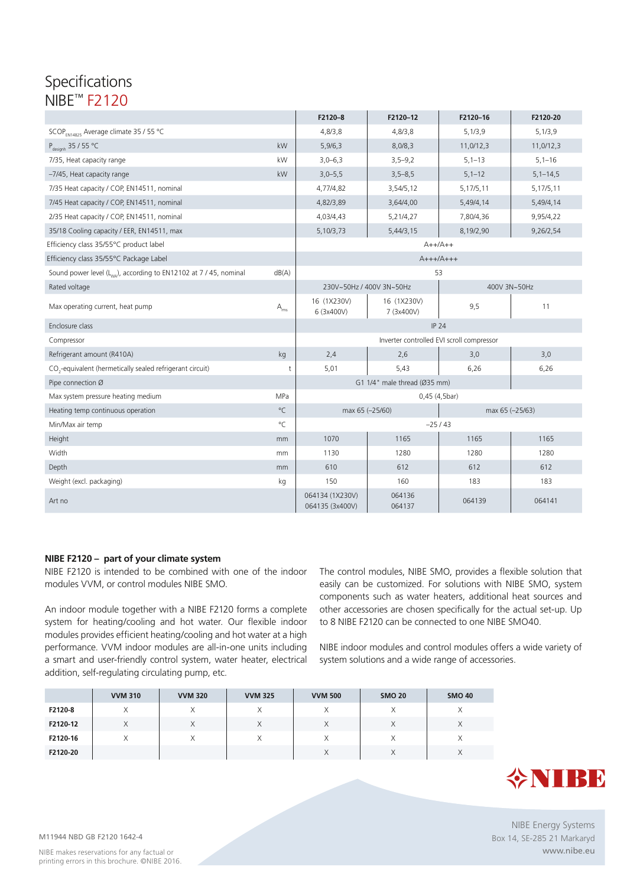# Specifications

## NIBE™ F2120

| | | F2120–8 | F2120–12 | F2120–16 | F2120–20 |
|---|---|---|---|---|---|
| $SCOP_{EN14825}$ Average climate 35 / 55 °C | | 4,8/3,8 | 4,8/3,8 | 5,1/3,9 | 5,1/3,9 |
| $P_{designh}$ 35 / 55 °C | kW | 5,9/6,3 | 8,0/8,3 | 11,0/12,3 | 11,0/12,3 |
| 7/35, Heat capacity range | kW | 3,0–6,3 | 3,5–9,2 | 5,1–13 | 5,1–16 |
| –7/45, Heat capacity range | kW | 3,0–5,5 | 3,5–8,5 | 5,1–12 | 5,1–14,5 |
| 7/35 Heat capacity / COP, EN14511, nominal | | 4,77/4,82 | 3,54/5,12 | 5,17/5,11 | 5,17/5,11 |
| 7/45 Heat capacity / COP, EN14511, nominal | | 4,82/3,89 | 3,64/4,00 | 5,49/4,14 | 5,49/4,14 |
| 2/35 Heat capacity / COP, EN14511, nominal | | 4,03/4,43 | 5,21/4,27 | 7,80/4,36 | 9,95/4,22 |
| 35/18 Cooling capacity / EER, EN14511, max | | 5,10/3,73 | 5,44/3,15 | 8,19/2,90 | 9,26/2,54 |
| Efficiency class 35/55°C product label | | A++/A++ | | | |
| Efficiency class 35/55°C Package Label | | A+++/A+++ | | | |
| Sound power level ($L_{WA}$), according to EN12102 at 7 / 45, nominal | dB(A) | 53 | | | |
| Rated voltage | | 230V~50Hz / 400V 3N~50Hz | | 400V 3N~50Hz | |
| Max operating current, heat pump | $A_{rms}$ | 16 (1X230V) 6 (3x400V) | 16 (1X230V) 7 (3x400V) | 9,5 | 11 |
| Enclosure class | | IP 24 | | | |
| Compressor | | Inverter controlled EVI scroll compressor | | | |
| Refrigerant amount (R410A) | kg | 2,4 | 2,6 | 3,0 | 3,0 |
| $CO_2$-equivalent (hermetically sealed refrigerant circuit) | t | 5,01 | 5,43 | 6,26 | 6,26 |
| Pipe connection Ø | | G1 1/4" male thread (Ø35 mm) | | | |
| Max system pressure heating medium | MPa | 0,45 (4,5bar) | | | |
| Heating temp continuous operation | °C | max 65 (–25/60) | | max 65 (–25/63) | |
| Min/Max air temp | °C | –25 / 43 | | | |
| Height | mm | 1070 | 1165 | 1165 | 1165 |
| Width | mm | 1130 | 1280 | 1280 | 1280 |
| Depth | mm | 610 | 612 | 612 | 612 |
| Weight (excl. packaging) | kg | 150 | 160 | 183 | 183 |
| Art no | | 064134 (1X230V) 064135 (3x400V) | 064136 064137 | 064139 | 064141 |

**NIBE F2120 – part of your climate system**

NIBE F2120 is intended to be combined with one of the indoor modules VVM, or control modules NIBE SMO.

An indoor module together with a NIBE F2120 forms a complete system for heating/cooling and hot water. Our flexible indoor modules provides efficient heating/cooling and hot water at a high performance. VVM indoor modules are all-in-one units including a smart and user-friendly control system, water heater, electrical addition, self-regulating circulating pump, etc.

The control modules, NIBE SMO, provides a flexible solution that easily can be customized. For solutions with NIBE SMO, system components such as water heaters, additional heat sources and other accessories are chosen specifically for the actual set-up. Up to 8 NIBE F2120 can be connected to one NIBE SMO40.

NIBE indoor modules and control modules offers a wide variety of system solutions and a wide range of accessories.

| | VVM 310 | VVM 320 | VVM 325 | VVM 500 | SMO 20 | SMO 40 |
|---|---|---|---|---|---|---|
| **F2120-8** | X | X | X | X | X | X |
| **F2120-12** | X | X | X | X | X | X |
| **F2120-16** | X | X | X | X | X | X |
| **F2120-20** | | | | X | X | X |

NIBE

M11944 NBD GB F2120 1642-4

NIBE makes reservations for any factual or printing errors in this brochure. ©NIBE 2016.

NIBE Energy Systems
Box 14, SE-285 21 Markaryd
www.nibe.eu